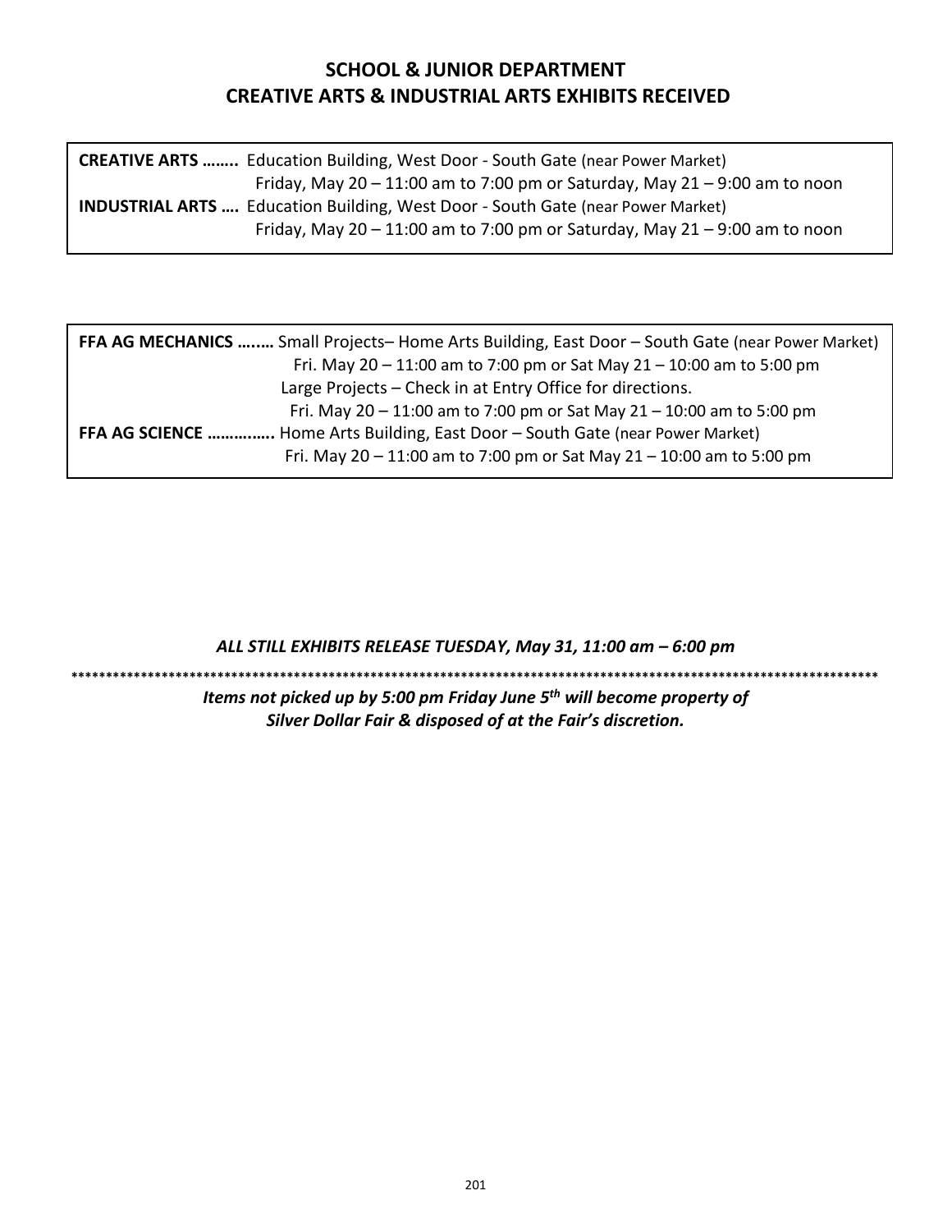## SCHOOL & JUNIOR DEPARTMENT
## CREATIVE ARTS & INDUSTRIAL ARTS EXHIBITS RECEIVED

**CREATIVE ARTS ……..** Education Building, West Door - South Gate (near Power Market)
Friday, May 20 – 11:00 am to 7:00 pm or Saturday, May 21 – 9:00 am to noon

**INDUSTRIAL ARTS ….** Education Building, West Door - South Gate (near Power Market)
Friday, May 20 – 11:00 am to 7:00 pm or Saturday, May 21 – 9:00 am to noon

**FFA AG MECHANICS …..…** Small Projects– Home Arts Building, East Door – South Gate (near Power Market)
Fri. May 20 – 11:00 am to 7:00 pm or Sat May 21 – 10:00 am to 5:00 pm
Large Projects – Check in at Entry Office for directions.
Fri. May 20 – 11:00 am to 7:00 pm or Sat May 21 – 10:00 am to 5:00 pm

**FFA AG SCIENCE …………..** Home Arts Building, East Door – South Gate (near Power Market)
Fri. May 20 – 11:00 am to 7:00 pm or Sat May 21 – 10:00 am to 5:00 pm

***ALL STILL EXHIBITS RELEASE TUESDAY, May 31, 11:00 am – 6:00 pm***

*******************************************************************************************************************

***Items not picked up by 5:00 pm Friday June 5th will become property of Silver Dollar Fair & disposed of at the Fair's discretion.***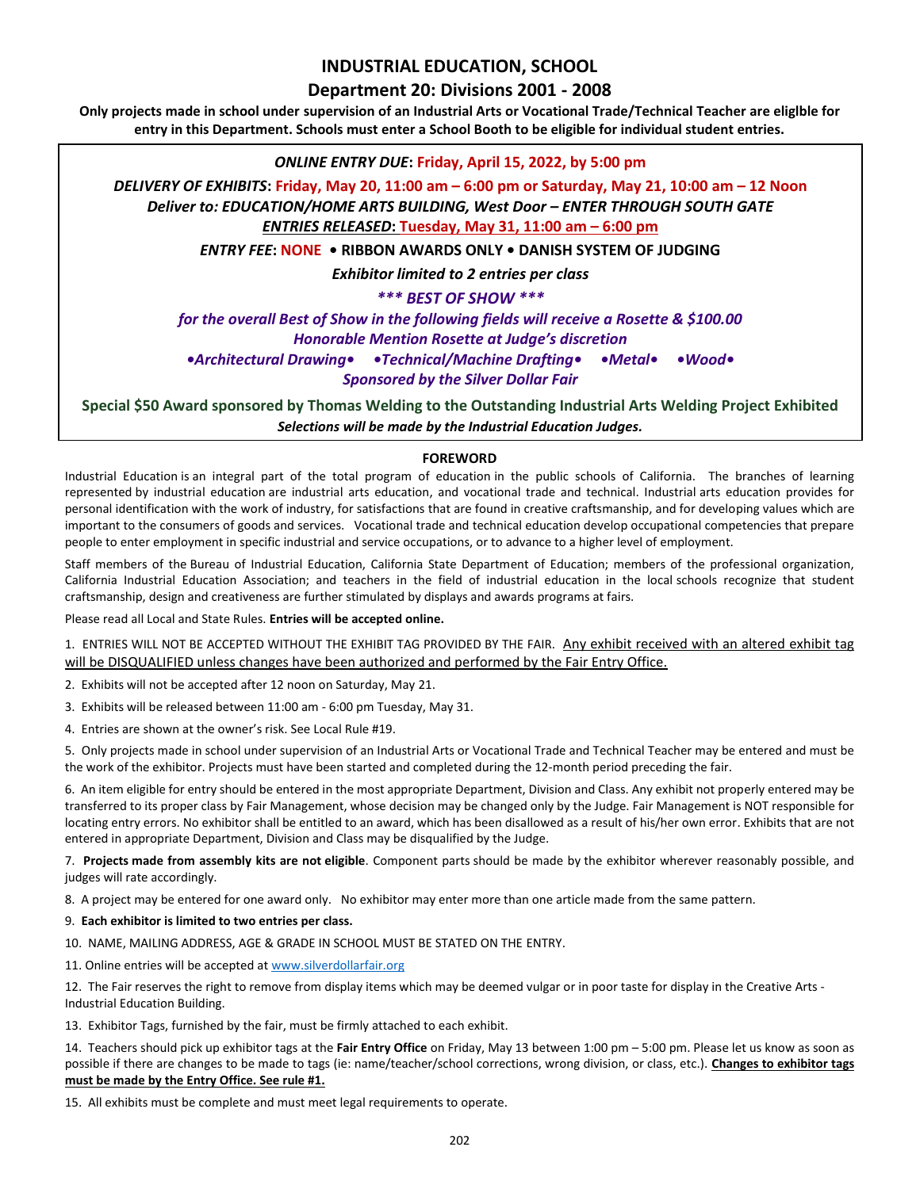# INDUSTRIAL EDUCATION, SCHOOL

## Department 20: Divisions 2001 - 2008

**Only projects made in school under supervision of an Industrial Arts or Vocational Trade/Technical Teacher are eliglble for entry in this Department. Schools must enter a School Booth to be eligible for individual student entries.**

***ONLINE ENTRY DUE*: Friday, April 15, 2022, by 5:00 pm**

***DELIVERY OF EXHIBITS*: Friday, May 20, 11:00 am – 6:00 pm or Saturday, May 21, 10:00 am – 12 Noon**

***Deliver to: EDUCATION/HOME ARTS BUILDING, West Door – ENTER THROUGH SOUTH GATE***

***ENTRIES RELEASED*: Tuesday, May 31, 11:00 am – 6:00 pm**

***ENTRY FEE*: NONE • RIBBON AWARDS ONLY • DANISH SYSTEM OF JUDGING**

***Exhibitor limited to 2 entries per class***

***\*\*\* BEST OF SHOW \*\*\****

***for the overall Best of Show in the following fields will receive a Rosette & $100.00***

***Honorable Mention Rosette at Judge's discretion***

***•Architectural Drawing• •Technical/Machine Drafting• •Metal• •Wood•***

***Sponsored by the Silver Dollar Fair***

**Special $50 Award sponsored by Thomas Welding to the Outstanding Industrial Arts Welding Project Exhibited**

***Selections will be made by the Industrial Education Judges.***

### FOREWORD

Industrial Education is an integral part of the total program of education in the public schools of California. The branches of learning represented by industrial education are industrial arts education, and vocational trade and technical. Industrial arts education provides for personal identification with the work of industry, for satisfactions that are found in creative craftsmanship, and for developing values which are important to the consumers of goods and services. Vocational trade and technical education develop occupational competencies that prepare people to enter employment in specific industrial and service occupations, or to advance to a higher level of employment.

Staff members of the Bureau of Industrial Education, California State Department of Education; members of the professional organization, California Industrial Education Association; and teachers in the field of industrial education in the local schools recognize that student craftsmanship, design and creativeness are further stimulated by displays and awards programs at fairs.

Please read all Local and State Rules. **Entries will be accepted online.**

1. ENTRIES WILL NOT BE ACCEPTED WITHOUT THE EXHIBIT TAG PROVIDED BY THE FAIR. <u>Any exhibit received with an altered exhibit tag will be DISQUALIFIED unless changes have been authorized and performed by the Fair Entry Office.</u>
2. Exhibits will not be accepted after 12 noon on Saturday, May 21.
3. Exhibits will be released between 11:00 am - 6:00 pm Tuesday, May 31.
4. Entries are shown at the owner's risk. See Local Rule #19.
5. Only projects made in school under supervision of an Industrial Arts or Vocational Trade and Technical Teacher may be entered and must be the work of the exhibitor. Projects must have been started and completed during the 12-month period preceding the fair.
6. An item eligible for entry should be entered in the most appropriate Department, Division and Class. Any exhibit not properly entered may be transferred to its proper class by Fair Management, whose decision may be changed only by the Judge. Fair Management is NOT responsible for locating entry errors. No exhibitor shall be entitled to an award, which has been disallowed as a result of his/her own error. Exhibits that are not entered in appropriate Department, Division and Class may be disqualified by the Judge.
7. **Projects made from assembly kits are not eligible**. Component parts should be made by the exhibitor wherever reasonably possible, and judges will rate accordingly.
8. A project may be entered for one award only. No exhibitor may enter more than one article made from the same pattern.
9. **Each exhibitor is limited to two entries per class.**
10. NAME, MAILING ADDRESS, AGE & GRADE IN SCHOOL MUST BE STATED ON THE ENTRY.
11. Online entries will be accepted at www.silverdollarfair.org
12. The Fair reserves the right to remove from display items which may be deemed vulgar or in poor taste for display in the Creative Arts - Industrial Education Building.
13. Exhibitor Tags, furnished by the fair, must be firmly attached to each exhibit.
14. Teachers should pick up exhibitor tags at the **Fair Entry Office** on Friday, May 13 between 1:00 pm – 5:00 pm. Please let us know as soon as possible if there are changes to be made to tags (ie: name/teacher/school corrections, wrong division, or class, etc.). **<u>Changes to exhibitor tags must be made by the Entry Office. See rule #1.</u>**
15. All exhibits must be complete and must meet legal requirements to operate.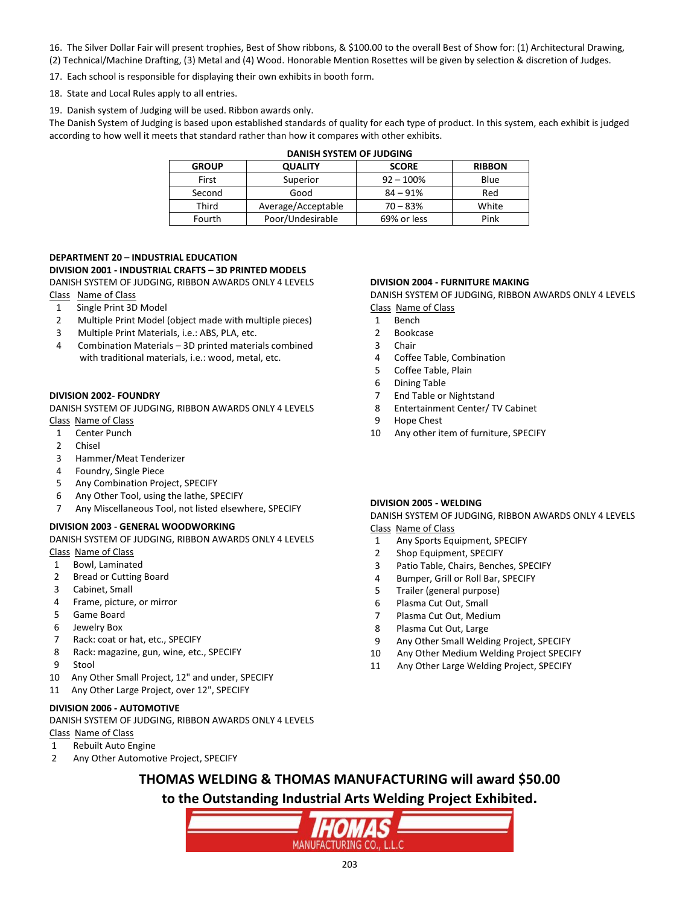16. The Silver Dollar Fair will present trophies, Best of Show ribbons, & $100.00 to the overall Best of Show for: (1) Architectural Drawing, (2) Technical/Machine Drafting, (3) Metal and (4) Wood. Honorable Mention Rosettes will be given by selection & discretion of Judges.

17. Each school is responsible for displaying their own exhibits in booth form.

18. State and Local Rules apply to all entries.

19. Danish system of Judging will be used. Ribbon awards only.

The Danish System of Judging is based upon established standards of quality for each type of product. In this system, each exhibit is judged according to how well it meets that standard rather than how it compares with other exhibits.

**DANISH SYSTEM OF JUDGING**

| GROUP | QUALITY | SCORE | RIBBON |
|---|---|---|---|
| First | Superior | 92 – 100% | Blue |
| Second | Good | 84 – 91% | Red |
| Third | Average/Acceptable | 70 – 83% | White |
| Fourth | Poor/Undesirable | 69% or less | Pink |

## DEPARTMENT 20 – INDUSTRIAL EDUCATION

### DIVISION 2001 - INDUSTRIAL CRAFTS – 3D PRINTED MODELS

DANISH SYSTEM OF JUDGING, RIBBON AWARDS ONLY 4 LEVELS

| Class | Name of Class |
|---|---|
| 1 | Single Print 3D Model |
| 2 | Multiple Print Model (object made with multiple pieces) |
| 3 | Multiple Print Materials, i.e.: ABS, PLA, etc. |
| 4 | Combination Materials – 3D printed materials combined with traditional materials, i.e.: wood, metal, etc. |

### DIVISION 2002- FOUNDRY

DANISH SYSTEM OF JUDGING, RIBBON AWARDS ONLY 4 LEVELS

| Class | Name of Class |
|---|---|
| 1 | Center Punch |
| 2 | Chisel |
| 3 | Hammer/Meat Tenderizer |
| 4 | Foundry, Single Piece |
| 5 | Any Combination Project, SPECIFY |
| 6 | Any Other Tool, using the lathe, SPECIFY |
| 7 | Any Miscellaneous Tool, not listed elsewhere, SPECIFY |

### DIVISION 2003 - GENERAL WOODWORKING

DANISH SYSTEM OF JUDGING, RIBBON AWARDS ONLY 4 LEVELS

| Class | Name of Class |
|---|---|
| 1 | Bowl, Laminated |
| 2 | Bread or Cutting Board |
| 3 | Cabinet, Small |
| 4 | Frame, picture, or mirror |
| 5 | Game Board |
| 6 | Jewelry Box |
| 7 | Rack: coat or hat, etc., SPECIFY |
| 8 | Rack: magazine, gun, wine, etc., SPECIFY |
| 9 | Stool |
| 10 | Any Other Small Project, 12" and under, SPECIFY |
| 11 | Any Other Large Project, over 12", SPECIFY |

### DIVISION 2006 - AUTOMOTIVE

DANISH SYSTEM OF JUDGING, RIBBON AWARDS ONLY 4 LEVELS

| Class | Name of Class |
|---|---|
| 1 | Rebuilt Auto Engine |
| 2 | Any Other Automotive Project, SPECIFY |

### DIVISION 2004 - FURNITURE MAKING

DANISH SYSTEM OF JUDGING, RIBBON AWARDS ONLY 4 LEVELS

| Class | Name of Class |
|---|---|
| 1 | Bench |
| 2 | Bookcase |
| 3 | Chair |
| 4 | Coffee Table, Combination |
| 5 | Coffee Table, Plain |
| 6 | Dining Table |
| 7 | End Table or Nightstand |
| 8 | Entertainment Center/ TV Cabinet |
| 9 | Hope Chest |
| 10 | Any other item of furniture, SPECIFY |

### DIVISION 2005 - WELDING

DANISH SYSTEM OF JUDGING, RIBBON AWARDS ONLY 4 LEVELS

| Class | Name of Class |
|---|---|
| 1 | Any Sports Equipment, SPECIFY |
| 2 | Shop Equipment, SPECIFY |
| 3 | Patio Table, Chairs, Benches, SPECIFY |
| 4 | Bumper, Grill or Roll Bar, SPECIFY |
| 5 | Trailer (general purpose) |
| 6 | Plasma Cut Out, Small |
| 7 | Plasma Cut Out, Medium |
| 8 | Plasma Cut Out, Large |
| 9 | Any Other Small Welding Project, SPECIFY |
| 10 | Any Other Medium Welding Project SPECIFY |
| 11 | Any Other Large Welding Project, SPECIFY |

**THOMAS WELDING & THOMAS MANUFACTURING will award $50.00 to the Outstanding Industrial Arts Welding Project Exhibited.**

THOMAS MANUFACTURING CO., L.L.C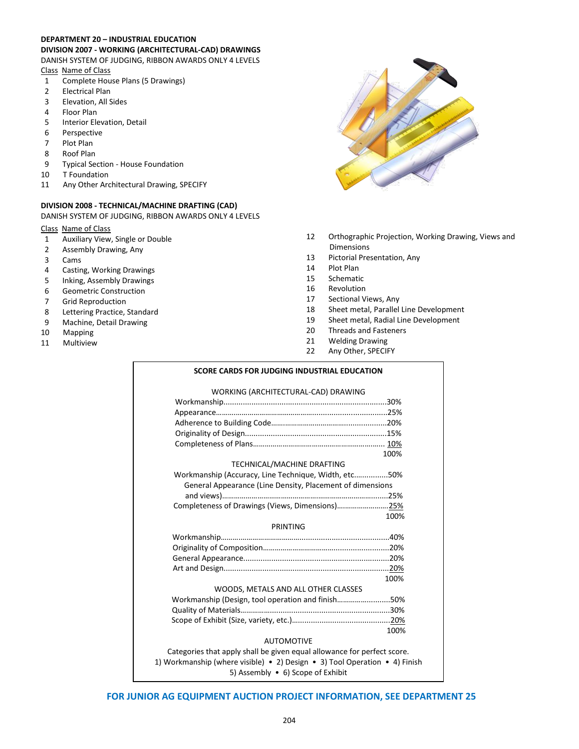## DEPARTMENT 20 – INDUSTRIAL EDUCATION

### DIVISION 2007 - WORKING (ARCHITECTURAL-CAD) DRAWINGS

DANISH SYSTEM OF JUDGING, RIBBON AWARDS ONLY 4 LEVELS

| Class | Name of Class |
|---|---|
| 1 | Complete House Plans (5 Drawings) |
| 2 | Electrical Plan |
| 3 | Elevation, All Sides |
| 4 | Floor Plan |
| 5 | Interior Elevation, Detail |
| 6 | Perspective |
| 7 | Plot Plan |
| 8 | Roof Plan |
| 9 | Typical Section - House Foundation |
| 10 | T Foundation |
| 11 | Any Other Architectural Drawing, SPECIFY |

### DIVISION 2008 - TECHNICAL/MACHINE DRAFTING (CAD)

DANISH SYSTEM OF JUDGING, RIBBON AWARDS ONLY 4 LEVELS

| Class | Name of Class |
|---|---|
| 1 | Auxiliary View, Single or Double |
| 2 | Assembly Drawing, Any |
| 3 | Cams |
| 4 | Casting, Working Drawings |
| 5 | Inking, Assembly Drawings |
| 6 | Geometric Construction |
| 7 | Grid Reproduction |
| 8 | Lettering Practice, Standard |
| 9 | Machine, Detail Drawing |
| 10 | Mapping |
| 11 | Multiview |
| 12 | Orthographic Projection, Working Drawing, Views and Dimensions |
| 13 | Pictorial Presentation, Any |
| 14 | Plot Plan |
| 15 | Schematic |
| 16 | Revolution |
| 17 | Sectional Views, Any |
| 18 | Sheet metal, Parallel Line Development |
| 19 | Sheet metal, Radial Line Development |
| 20 | Threads and Fasteners |
| 21 | Welding Drawing |
| 22 | Any Other, SPECIFY |

**SCORE CARDS FOR JUDGING INDUSTRIAL EDUCATION**

WORKING (ARCHITECTURAL-CAD) DRAWING

| | |
|---|---|
| Workmanship | 30% |
| Appearance | 25% |
| Adherence to Building Code | 20% |
| Originality of Design | 15% |
| Completeness of Plans | 10% |
| | 100% |

TECHNICAL/MACHINE DRAFTING

| | |
|---|---|
| Workmanship (Accuracy, Line Technique, Width, etc. | 50% |
| General Appearance (Line Density, Placement of dimensions and views) | 25% |
| Completeness of Drawings (Views, Dimensions) | 25% |
| | 100% |

PRINTING

| | |
|---|---|
| Workmanship | 40% |
| Originality of Composition | 20% |
| General Appearance | 20% |
| Art and Design | 20% |
| | 100% |

WOODS, METALS AND ALL OTHER CLASSES

| | |
|---|---|
| Workmanship (Design, tool operation and finish | 50% |
| Quality of Materials | 30% |
| Scope of Exhibit (Size, variety, etc.) | 20% |
| | 100% |

AUTOMOTIVE

Categories that apply shall be given equal allowance for perfect score.
1) Workmanship (where visible) • 2) Design • 3) Tool Operation • 4) Finish
5) Assembly • 6) Scope of Exhibit

**FOR JUNIOR AG EQUIPMENT AUCTION PROJECT INFORMATION, SEE DEPARTMENT 25**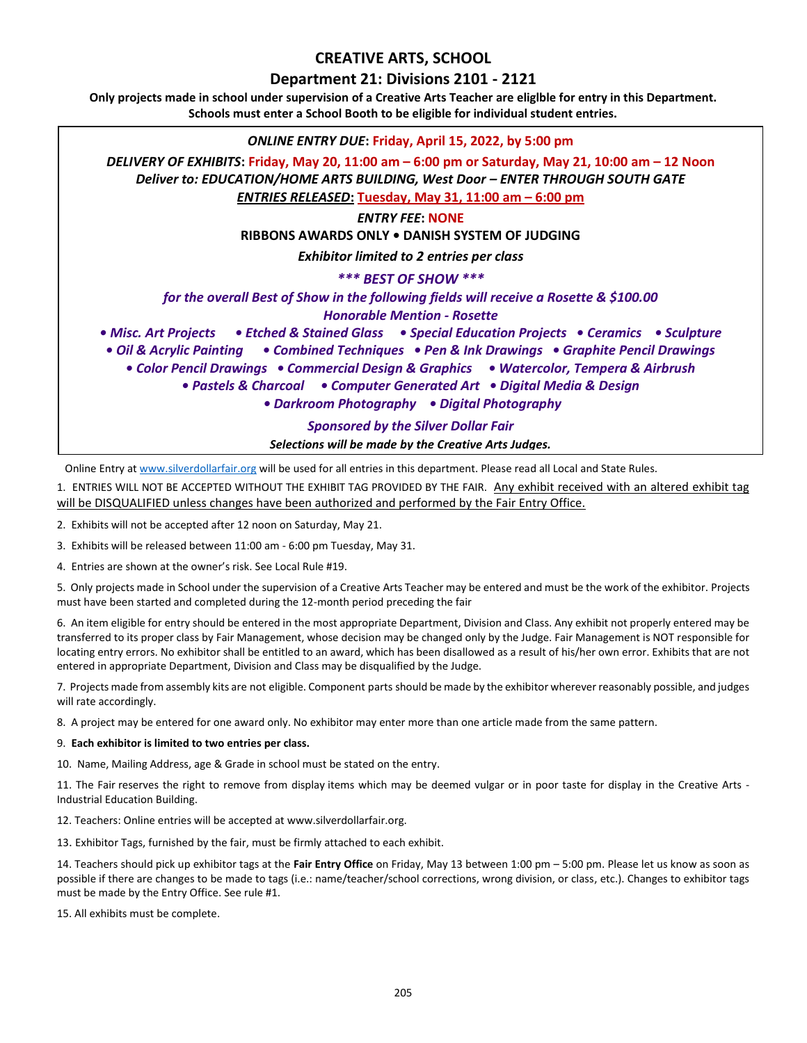# CREATIVE ARTS, SCHOOL

## Department 21: Divisions 2101 - 2121

**Only projects made in school under supervision of a Creative Arts Teacher are eliglble for entry in this Department.**
**Schools must enter a School Booth to be eligible for individual student entries.**

***ONLINE ENTRY DUE*: Friday, April 15, 2022, by 5:00 pm**

***DELIVERY OF EXHIBITS*: Friday, May 20, 11:00 am – 6:00 pm or Saturday, May 21, 10:00 am – 12 Noon**
***Deliver to: EDUCATION/HOME ARTS BUILDING, West Door – ENTER THROUGH SOUTH GATE***
***ENTRIES RELEASED*: Tuesday, May 31, 11:00 am – 6:00 pm**

***ENTRY FEE*: NONE**

**RIBBONS AWARDS ONLY • DANISH SYSTEM OF JUDGING**

***Exhibitor limited to 2 entries per class***

***\*\*\* BEST OF SHOW \*\*\****

***for the overall Best of Show in the following fields will receive a Rosette & $100.00***
***Honorable Mention - Rosette***

***• Misc. Art Projects • Etched & Stained Glass • Special Education Projects • Ceramics • Sculpture • Oil & Acrylic Painting • Combined Techniques • Pen & Ink Drawings • Graphite Pencil Drawings • Color Pencil Drawings • Commercial Design & Graphics • Watercolor, Tempera & Airbrush • Pastels & Charcoal • Computer Generated Art • Digital Media & Design • Darkroom Photography • Digital Photography***

***Sponsored by the Silver Dollar Fair***
***Selections will be made by the Creative Arts Judges.***

Online Entry at www.silverdollarfair.org will be used for all entries in this department. Please read all Local and State Rules.

1. ENTRIES WILL NOT BE ACCEPTED WITHOUT THE EXHIBIT TAG PROVIDED BY THE FAIR. Any exhibit received with an altered exhibit tag will be DISQUALIFIED unless changes have been authorized and performed by the Fair Entry Office.

2. Exhibits will not be accepted after 12 noon on Saturday, May 21.

3. Exhibits will be released between 11:00 am - 6:00 pm Tuesday, May 31.

4. Entries are shown at the owner's risk. See Local Rule #19.

5. Only projects made in School under the supervision of a Creative Arts Teacher may be entered and must be the work of the exhibitor. Projects must have been started and completed during the 12-month period preceding the fair

6. An item eligible for entry should be entered in the most appropriate Department, Division and Class. Any exhibit not properly entered may be transferred to its proper class by Fair Management, whose decision may be changed only by the Judge. Fair Management is NOT responsible for locating entry errors. No exhibitor shall be entitled to an award, which has been disallowed as a result of his/her own error. Exhibits that are not entered in appropriate Department, Division and Class may be disqualified by the Judge.

7. Projects made from assembly kits are not eligible. Component parts should be made by the exhibitor wherever reasonably possible, and judges will rate accordingly.

8. A project may be entered for one award only. No exhibitor may enter more than one article made from the same pattern.

9. **Each exhibitor is limited to two entries per class.**

10. Name, Mailing Address, age & Grade in school must be stated on the entry.

11. The Fair reserves the right to remove from display items which may be deemed vulgar or in poor taste for display in the Creative Arts - Industrial Education Building.

12. Teachers: Online entries will be accepted at www.silverdollarfair.org.

13. Exhibitor Tags, furnished by the fair, must be firmly attached to each exhibit.

14. Teachers should pick up exhibitor tags at the **Fair Entry Office** on Friday, May 13 between 1:00 pm – 5:00 pm. Please let us know as soon as possible if there are changes to be made to tags (i.e.: name/teacher/school corrections, wrong division, or class, etc.). Changes to exhibitor tags must be made by the Entry Office. See rule #1.

15. All exhibits must be complete.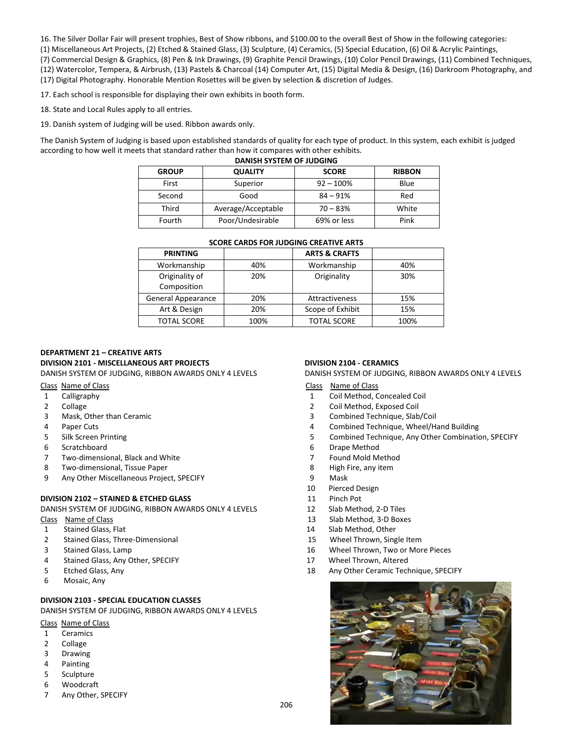16. The Silver Dollar Fair will present trophies, Best of Show ribbons, and $100.00 to the overall Best of Show in the following categories: (1) Miscellaneous Art Projects, (2) Etched & Stained Glass, (3) Sculpture, (4) Ceramics, (5) Special Education, (6) Oil & Acrylic Paintings, (7) Commercial Design & Graphics, (8) Pen & Ink Drawings, (9) Graphite Pencil Drawings, (10) Color Pencil Drawings, (11) Combined Techniques, (12) Watercolor, Tempera, & Airbrush, (13) Pastels & Charcoal (14) Computer Art, (15) Digital Media & Design, (16) Darkroom Photography, and (17) Digital Photography. Honorable Mention Rosettes will be given by selection & discretion of Judges.

17. Each school is responsible for displaying their own exhibits in booth form.

18. State and Local Rules apply to all entries.

19. Danish system of Judging will be used. Ribbon awards only.

The Danish System of Judging is based upon established standards of quality for each type of product. In this system, each exhibit is judged according to how well it meets that standard rather than how it compares with other exhibits.

**DANISH SYSTEM OF JUDGING**

| GROUP | QUALITY | SCORE | RIBBON |
|---|---|---|---|
| First | Superior | 92 – 100% | Blue |
| Second | Good | 84 – 91% | Red |
| Third | Average/Acceptable | 70 – 83% | White |
| Fourth | Poor/Undesirable | 69% or less | Pink |

**SCORE CARDS FOR JUDGING CREATIVE ARTS**

| PRINTING | | ARTS & CRAFTS | |
|---|---|---|---|
| Workmanship | 40% | Workmanship | 40% |
| Originality of Composition | 20% | Originality | 30% |
| General Appearance | 20% | Attractiveness | 15% |
| Art & Design | 20% | Scope of Exhibit | 15% |
| TOTAL SCORE | 100% | TOTAL SCORE | 100% |

## DEPARTMENT 21 – CREATIVE ARTS

### DIVISION 2101 - MISCELLANEOUS ART PROJECTS

DANISH SYSTEM OF JUDGING, RIBBON AWARDS ONLY 4 LEVELS

| Class | Name of Class |
|---|---|
| 1 | Calligraphy |
| 2 | Collage |
| 3 | Mask, Other than Ceramic |
| 4 | Paper Cuts |
| 5 | Silk Screen Printing |
| 6 | Scratchboard |
| 7 | Two-dimensional, Black and White |
| 8 | Two-dimensional, Tissue Paper |
| 9 | Any Other Miscellaneous Project, SPECIFY |

### DIVISION 2102 – STAINED & ETCHED GLASS

DANISH SYSTEM OF JUDGING, RIBBON AWARDS ONLY 4 LEVELS

| Class | Name of Class |
|---|---|
| 1 | Stained Glass, Flat |
| 2 | Stained Glass, Three-Dimensional |
| 3 | Stained Glass, Lamp |
| 4 | Stained Glass, Any Other, SPECIFY |
| 5 | Etched Glass, Any |
| 6 | Mosaic, Any |

### DIVISION 2103 - SPECIAL EDUCATION CLASSES

DANISH SYSTEM OF JUDGING, RIBBON AWARDS ONLY 4 LEVELS

| Class | Name of Class |
|---|---|
| 1 | Ceramics |
| 2 | Collage |
| 3 | Drawing |
| 4 | Painting |
| 5 | Sculpture |
| 6 | Woodcraft |
| 7 | Any Other, SPECIFY |

### DIVISION 2104 - CERAMICS

DANISH SYSTEM OF JUDGING, RIBBON AWARDS ONLY 4 LEVELS

| Class | Name of Class |
|---|---|
| 1 | Coil Method, Concealed Coil |
| 2 | Coil Method, Exposed Coil |
| 3 | Combined Technique, Slab/Coil |
| 4 | Combined Technique, Wheel/Hand Building |
| 5 | Combined Technique, Any Other Combination, SPECIFY |
| 6 | Drape Method |
| 7 | Found Mold Method |
| 8 | High Fire, any item |
| 9 | Mask |
| 10 | Pierced Design |
| 11 | Pinch Pot |
| 12 | Slab Method, 2-D Tiles |
| 13 | Slab Method, 3-D Boxes |
| 14 | Slab Method, Other |
| 15 | Wheel Thrown, Single Item |
| 16 | Wheel Thrown, Two or More Pieces |
| 17 | Wheel Thrown, Altered |
| 18 | Any Other Ceramic Technique, SPECIFY |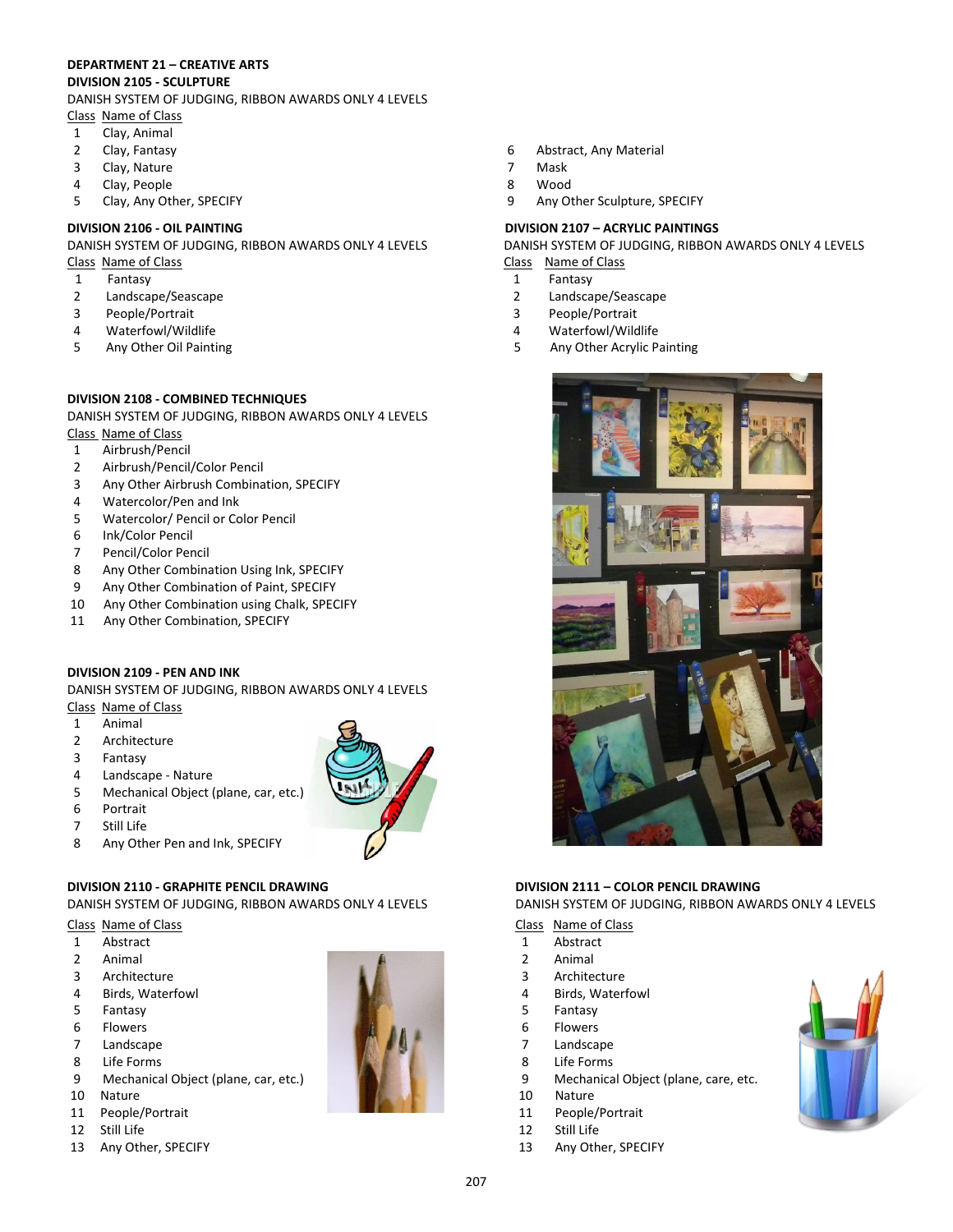**DEPARTMENT 21 – CREATIVE ARTS**

**DIVISION 2105 - SCULPTURE**

DANISH SYSTEM OF JUDGING, RIBBON AWARDS ONLY 4 LEVELS

| Class | Name of Class |
|---|---|
| 1 | Clay, Animal |
| 2 | Clay, Fantasy |
| 3 | Clay, Nature |
| 4 | Clay, People |
| 5 | Clay, Any Other, SPECIFY |
| 6 | Abstract, Any Material |
| 7 | Mask |
| 8 | Wood |
| 9 | Any Other Sculpture, SPECIFY |

**DIVISION 2106 - OIL PAINTING**

DANISH SYSTEM OF JUDGING, RIBBON AWARDS ONLY 4 LEVELS

| Class | Name of Class |
|---|---|
| 1 | Fantasy |
| 2 | Landscape/Seascape |
| 3 | People/Portrait |
| 4 | Waterfowl/Wildlife |
| 5 | Any Other Oil Painting |

**DIVISION 2107 – ACRYLIC PAINTINGS**

DANISH SYSTEM OF JUDGING, RIBBON AWARDS ONLY 4 LEVELS

| Class | Name of Class |
|---|---|
| 1 | Fantasy |
| 2 | Landscape/Seascape |
| 3 | People/Portrait |
| 4 | Waterfowl/Wildlife |
| 5 | Any Other Acrylic Painting |

**DIVISION 2108 - COMBINED TECHNIQUES**

DANISH SYSTEM OF JUDGING, RIBBON AWARDS ONLY 4 LEVELS

| Class | Name of Class |
|---|---|
| 1 | Airbrush/Pencil |
| 2 | Airbrush/Pencil/Color Pencil |
| 3 | Any Other Airbrush Combination, SPECIFY |
| 4 | Watercolor/Pen and Ink |
| 5 | Watercolor/ Pencil or Color Pencil |
| 6 | Ink/Color Pencil |
| 7 | Pencil/Color Pencil |
| 8 | Any Other Combination Using Ink, SPECIFY |
| 9 | Any Other Combination of Paint, SPECIFY |
| 10 | Any Other Combination using Chalk, SPECIFY |
| 11 | Any Other Combination, SPECIFY |

**DIVISION 2109 - PEN AND INK**

DANISH SYSTEM OF JUDGING, RIBBON AWARDS ONLY 4 LEVELS

| Class | Name of Class |
|---|---|
| 1 | Animal |
| 2 | Architecture |
| 3 | Fantasy |
| 4 | Landscape - Nature |
| 5 | Mechanical Object (plane, car, etc.) |
| 6 | Portrait |
| 7 | Still Life |
| 8 | Any Other Pen and Ink, SPECIFY |

**DIVISION 2110 - GRAPHITE PENCIL DRAWING**

DANISH SYSTEM OF JUDGING, RIBBON AWARDS ONLY 4 LEVELS

| Class | Name of Class |
|---|---|
| 1 | Abstract |
| 2 | Animal |
| 3 | Architecture |
| 4 | Birds, Waterfowl |
| 5 | Fantasy |
| 6 | Flowers |
| 7 | Landscape |
| 8 | Life Forms |
| 9 | Mechanical Object (plane, car, etc.) |
| 10 | Nature |
| 11 | People/Portrait |
| 12 | Still Life |
| 13 | Any Other, SPECIFY |

**DIVISION 2111 – COLOR PENCIL DRAWING**

DANISH SYSTEM OF JUDGING, RIBBON AWARDS ONLY 4 LEVELS

| Class | Name of Class |
|---|---|
| 1 | Abstract |
| 2 | Animal |
| 3 | Architecture |
| 4 | Birds, Waterfowl |
| 5 | Fantasy |
| 6 | Flowers |
| 7 | Landscape |
| 8 | Life Forms |
| 9 | Mechanical Object (plane, care, etc. |
| 10 | Nature |
| 11 | People/Portrait |
| 12 | Still Life |
| 13 | Any Other, SPECIFY |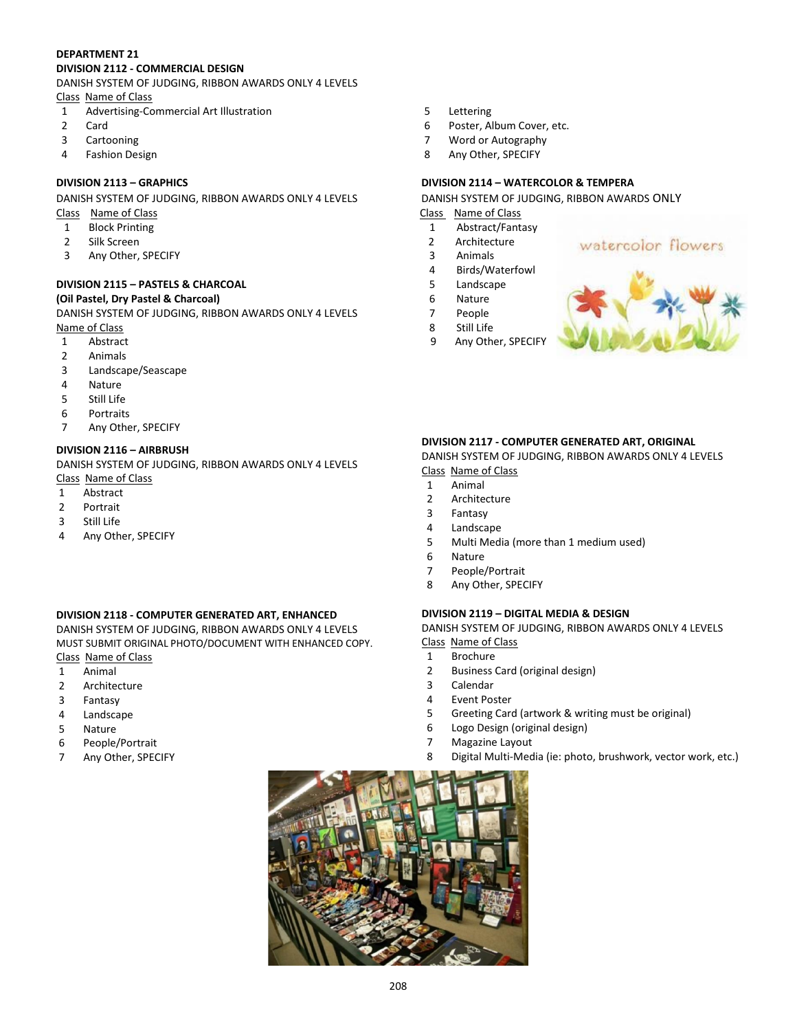**DEPARTMENT 21**

**DIVISION 2112 - COMMERCIAL DESIGN**

DANISH SYSTEM OF JUDGING, RIBBON AWARDS ONLY 4 LEVELS

| Class | Name of Class |
|---|---|
| 1 | Advertising-Commercial Art Illustration |
| 2 | Card |
| 3 | Cartooning |
| 4 | Fashion Design |
| 5 | Lettering |
| 6 | Poster, Album Cover, etc. |
| 7 | Word or Autography |
| 8 | Any Other, SPECIFY |

**DIVISION 2113 – GRAPHICS**

DANISH SYSTEM OF JUDGING, RIBBON AWARDS ONLY 4 LEVELS

| Class | Name of Class |
|---|---|
| 1 | Block Printing |
| 2 | Silk Screen |
| 3 | Any Other, SPECIFY |

**DIVISION 2115 – PASTELS & CHARCOAL**
**(Oil Pastel, Dry Pastel & Charcoal)**

DANISH SYSTEM OF JUDGING, RIBBON AWARDS ONLY 4 LEVELS

| | Name of Class |
|---|---|
| 1 | Abstract |
| 2 | Animals |
| 3 | Landscape/Seascape |
| 4 | Nature |
| 5 | Still Life |
| 6 | Portraits |
| 7 | Any Other, SPECIFY |

**DIVISION 2116 – AIRBRUSH**

DANISH SYSTEM OF JUDGING, RIBBON AWARDS ONLY 4 LEVELS

| Class | Name of Class |
|---|---|
| 1 | Abstract |
| 2 | Portrait |
| 3 | Still Life |
| 4 | Any Other, SPECIFY |

**DIVISION 2114 – WATERCOLOR & TEMPERA**

DANISH SYSTEM OF JUDGING, RIBBON AWARDS ONLY

| Class | Name of Class |
|---|---|
| 1 | Abstract/Fantasy |
| 2 | Architecture |
| 3 | Animals |
| 4 | Birds/Waterfowl |
| 5 | Landscape |
| 6 | Nature |
| 7 | People |
| 8 | Still Life |
| 9 | Any Other, SPECIFY |

**DIVISION 2117 - COMPUTER GENERATED ART, ORIGINAL**

DANISH SYSTEM OF JUDGING, RIBBON AWARDS ONLY 4 LEVELS

| Class | Name of Class |
|---|---|
| 1 | Animal |
| 2 | Architecture |
| 3 | Fantasy |
| 4 | Landscape |
| 5 | Multi Media (more than 1 medium used) |
| 6 | Nature |
| 7 | People/Portrait |
| 8 | Any Other, SPECIFY |

**DIVISION 2118 - COMPUTER GENERATED ART, ENHANCED**

DANISH SYSTEM OF JUDGING, RIBBON AWARDS ONLY 4 LEVELS
MUST SUBMIT ORIGINAL PHOTO/DOCUMENT WITH ENHANCED COPY.

| Class | Name of Class |
|---|---|
| 1 | Animal |
| 2 | Architecture |
| 3 | Fantasy |
| 4 | Landscape |
| 5 | Nature |
| 6 | People/Portrait |
| 7 | Any Other, SPECIFY |

**DIVISION 2119 – DIGITAL MEDIA & DESIGN**

DANISH SYSTEM OF JUDGING, RIBBON AWARDS ONLY 4 LEVELS

| Class | Name of Class |
|---|---|
| 1 | Brochure |
| 2 | Business Card (original design) |
| 3 | Calendar |
| 4 | Event Poster |
| 5 | Greeting Card (artwork & writing must be original) |
| 6 | Logo Design (original design) |
| 7 | Magazine Layout |
| 8 | Digital Multi-Media (ie: photo, brushwork, vector work, etc.) |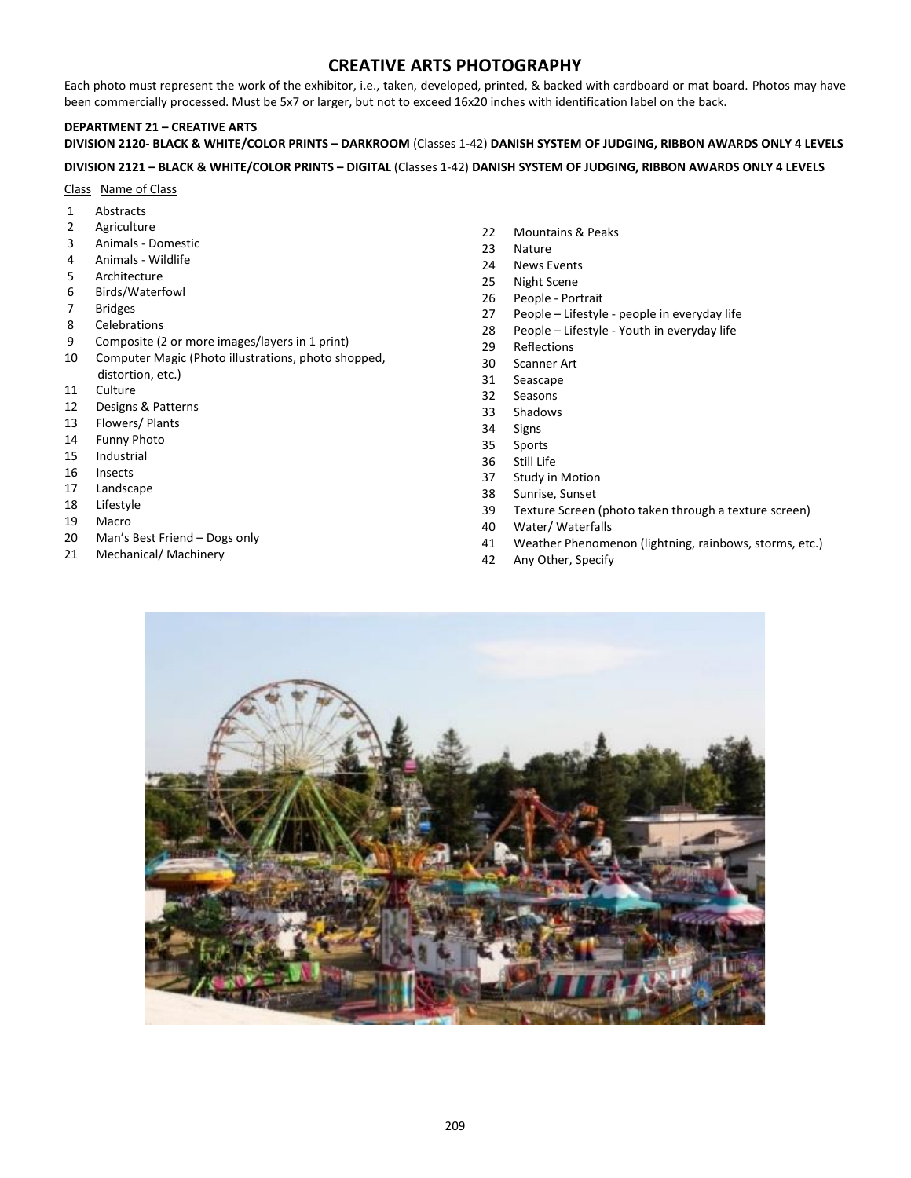# CREATIVE ARTS PHOTOGRAPHY

Each photo must represent the work of the exhibitor, i.e., taken, developed, printed, & backed with cardboard or mat board. Photos may have been commercially processed. Must be 5x7 or larger, but not to exceed 16x20 inches with identification label on the back.

**DEPARTMENT 21 – CREATIVE ARTS**

**DIVISION 2120- BLACK & WHITE/COLOR PRINTS – DARKROOM** (Classes 1-42) **DANISH SYSTEM OF JUDGING, RIBBON AWARDS ONLY 4 LEVELS**

**DIVISION 2121 – BLACK & WHITE/COLOR PRINTS – DIGITAL** (Classes 1-42) **DANISH SYSTEM OF JUDGING, RIBBON AWARDS ONLY 4 LEVELS**

| Class | Name of Class |
|---|---|
| 1 | Abstracts |
| 2 | Agriculture |
| 3 | Animals - Domestic |
| 4 | Animals - Wildlife |
| 5 | Architecture |
| 6 | Birds/Waterfowl |
| 7 | Bridges |
| 8 | Celebrations |
| 9 | Composite (2 or more images/layers in 1 print) |
| 10 | Computer Magic (Photo illustrations, photo shopped, distortion, etc.) |
| 11 | Culture |
| 12 | Designs & Patterns |
| 13 | Flowers/ Plants |
| 14 | Funny Photo |
| 15 | Industrial |
| 16 | Insects |
| 17 | Landscape |
| 18 | Lifestyle |
| 19 | Macro |
| 20 | Man's Best Friend – Dogs only |
| 21 | Mechanical/ Machinery |
| 22 | Mountains & Peaks |
| 23 | Nature |
| 24 | News Events |
| 25 | Night Scene |
| 26 | People - Portrait |
| 27 | People – Lifestyle - people in everyday life |
| 28 | People – Lifestyle - Youth in everyday life |
| 29 | Reflections |
| 30 | Scanner Art |
| 31 | Seascape |
| 32 | Seasons |
| 33 | Shadows |
| 34 | Signs |
| 35 | Sports |
| 36 | Still Life |
| 37 | Study in Motion |
| 38 | Sunrise, Sunset |
| 39 | Texture Screen (photo taken through a texture screen) |
| 40 | Water/ Waterfalls |
| 41 | Weather Phenomenon (lightning, rainbows, storms, etc.) |
| 42 | Any Other, Specify |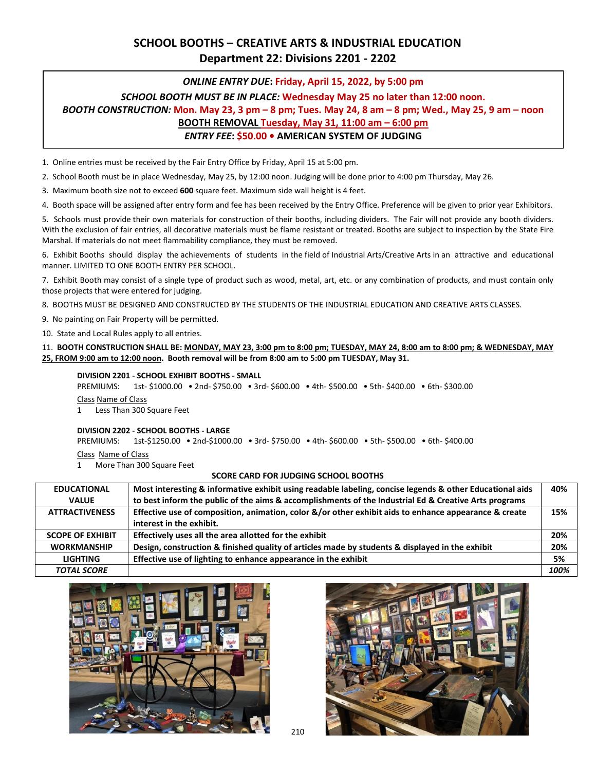# SCHOOL BOOTHS – CREATIVE ARTS & INDUSTRIAL EDUCATION
## Department 22: Divisions 2201 - 2202

***ONLINE ENTRY DUE*: Friday, April 15, 2022, by 5:00 pm**

***SCHOOL BOOTH MUST BE IN PLACE:* Wednesday May 25 no later than 12:00 noon.**

***BOOTH CONSTRUCTION:* Mon. May 23, 3 pm – 8 pm; Tues. May 24, 8 am – 8 pm; Wed., May 25, 9 am – noon**

**BOOTH REMOVAL Tuesday, May 31, 11:00 am – 6:00 pm**

***ENTRY FEE*: $50.00 • AMERICAN SYSTEM OF JUDGING**

1. Online entries must be received by the Fair Entry Office by Friday, April 15 at 5:00 pm.
2. School Booth must be in place Wednesday, May 25, by 12:00 noon. Judging will be done prior to 4:00 pm Thursday, May 26.
3. Maximum booth size not to exceed **600** square feet. Maximum side wall height is 4 feet.
4. Booth space will be assigned after entry form and fee has been received by the Entry Office. Preference will be given to prior year Exhibitors.
5. Schools must provide their own materials for construction of their booths, including dividers. The Fair will not provide any booth dividers. With the exclusion of fair entries, all decorative materials must be flame resistant or treated. Booths are subject to inspection by the State Fire Marshal. If materials do not meet flammability compliance, they must be removed.
6. Exhibit Booths should display the achievements of students in the field of Industrial Arts/Creative Arts in an attractive and educational manner. LIMITED TO ONE BOOTH ENTRY PER SCHOOL.
7. Exhibit Booth may consist of a single type of product such as wood, metal, art, etc. or any combination of products, and must contain only those projects that were entered for judging.
8. BOOTHS MUST BE DESIGNED AND CONSTRUCTED BY THE STUDENTS OF THE INDUSTRIAL EDUCATION AND CREATIVE ARTS CLASSES.
9. No painting on Fair Property will be permitted.
10. State and Local Rules apply to all entries.
11. **BOOTH CONSTRUCTION SHALL BE: MONDAY, MAY 23, 3:00 pm to 8:00 pm; TUESDAY, MAY 24, 8:00 am to 8:00 pm; & WEDNESDAY, MAY 25, FROM 9:00 am to 12:00 noon. Booth removal will be from 8:00 am to 5:00 pm TUESDAY, May 31.**

**DIVISION 2201 - SCHOOL EXHIBIT BOOTHS - SMALL**

PREMIUMS: 1st- $1000.00 • 2nd- $750.00 • 3rd- $600.00 • 4th- $500.00 • 5th- $400.00 • 6th- $300.00

| Class | Name of Class |
|---|---|
| 1 | Less Than 300 Square Feet |

**DIVISION 2202 - SCHOOL BOOTHS - LARGE**

PREMIUMS: 1st-$1250.00 • 2nd-$1000.00 • 3rd- $750.00 • 4th- $600.00 • 5th- $500.00 • 6th- $400.00

| Class | Name of Class |
|---|---|
| 1 | More Than 300 Square Feet |

**SCORE CARD FOR JUDGING SCHOOL BOOTHS**

| | | |
|---|---|---|
| **EDUCATIONAL VALUE** | **Most interesting & informative exhibit using readable labeling, concise legends & other Educational aids to best inform the public of the aims & accomplishments of the Industrial Ed & Creative Arts programs** | **40%** |
| **ATTRACTIVENESS** | **Effective use of composition, animation, color &/or other exhibit aids to enhance appearance & create interest in the exhibit.** | **15%** |
| **SCOPE OF EXHIBIT** | **Effectively uses all the area allotted for the exhibit** | **20%** |
| **WORKMANSHIP** | **Design, construction & finished quality of articles made by students & displayed in the exhibit** | **20%** |
| **LIGHTING** | **Effective use of lighting to enhance appearance in the exhibit** | **5%** |
| ***TOTAL SCORE*** | | ***100%*** |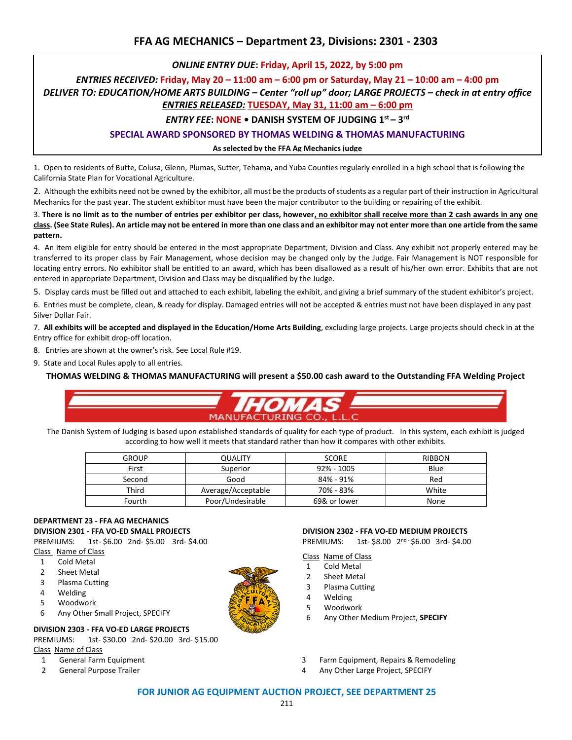# FFA AG MECHANICS – Department 23, Divisions: 2301 - 2303

***ONLINE ENTRY DUE*: Friday, April 15, 2022, by 5:00 pm**

***ENTRIES RECEIVED:* Friday, May 20 – 11:00 am – 6:00 pm or Saturday, May 21 – 10:00 am – 4:00 pm**

***DELIVER TO: EDUCATION/HOME ARTS BUILDING – Center "roll up" door; LARGE PROJECTS – check in at entry office***

***ENTRIES RELEASED:* TUESDAY, May 31, 11:00 am – 6:00 pm**

***ENTRY FEE*: NONE • DANISH SYSTEM OF JUDGING 1st – 3rd**

**SPECIAL AWARD SPONSORED BY THOMAS WELDING & THOMAS MANUFACTURING**

**As selected by the FFA Ag Mechanics judge**

1. Open to residents of Butte, Colusa, Glenn, Plumas, Sutter, Tehama, and Yuba Counties regularly enrolled in a high school that is following the California State Plan for Vocational Agriculture.

2. Although the exhibits need not be owned by the exhibitor, all must be the products of students as a regular part of their instruction in Agricultural Mechanics for the past year. The student exhibitor must have been the major contributor to the building or repairing of the exhibit.

3. **There is no limit as to the number of entries per exhibitor per class, however, no exhibitor shall receive more than 2 cash awards in any one class. (See State Rules). An article may not be entered in more than one class and an exhibitor may not enter more than one article from the same pattern.**

4. An item eligible for entry should be entered in the most appropriate Department, Division and Class. Any exhibit not properly entered may be transferred to its proper class by Fair Management, whose decision may be changed only by the Judge. Fair Management is NOT responsible for locating entry errors. No exhibitor shall be entitled to an award, which has been disallowed as a result of his/her own error. Exhibits that are not entered in appropriate Department, Division and Class may be disqualified by the Judge.

5. Display cards must be filled out and attached to each exhibit, labeling the exhibit, and giving a brief summary of the student exhibitor's project.

6. Entries must be complete, clean, & ready for display. Damaged entries will not be accepted & entries must not have been displayed in any past Silver Dollar Fair.

7. **All exhibits will be accepted and displayed in the Education/Home Arts Building**, excluding large projects. Large projects should check in at the Entry office for exhibit drop-off location.

8. Entries are shown at the owner's risk. See Local Rule #19.

9. State and Local Rules apply to all entries.

**THOMAS WELDING & THOMAS MANUFACTURING will present a $50.00 cash award to the Outstanding FFA Welding Project**

THOMAS MANUFACTURING CO., L.L.C

The Danish System of Judging is based upon established standards of quality for each type of product. In this system, each exhibit is judged according to how well it meets that standard rather than how it compares with other exhibits.

| GROUP | QUALITY | SCORE | RIBBON |
|---|---|---|---|
| First | Superior | 92% - 1005 | Blue |
| Second | Good | 84% - 91% | Red |
| Third | Average/Acceptable | 70% - 83% | White |
| Fourth | Poor/Undesirable | 69& or lower | None |

**DEPARTMENT 23 - FFA AG MECHANICS**

**DIVISION 2301 - FFA VO-ED SMALL PROJECTS**

PREMIUMS: 1st- $6.00 2nd- $5.00 3rd- $4.00

| Class | Name of Class |
|---|---|
| 1 | Cold Metal |
| 2 | Sheet Metal |
| 3 | Plasma Cutting |
| 4 | Welding |
| 5 | Woodwork |
| 6 | Any Other Small Project, SPECIFY |

**DIVISION 2302 - FFA VO-ED MEDIUM PROJECTS**

PREMIUMS: 1st- $8.00 2nd- $6.00 3rd- $4.00

| Class | Name of Class |
|---|---|
| 1 | Cold Metal |
| 2 | Sheet Metal |
| 3 | Plasma Cutting |
| 4 | Welding |
| 5 | Woodwork |
| 6 | Any Other Medium Project, **SPECIFY** |

**DIVISION 2303 - FFA VO-ED LARGE PROJECTS**

PREMIUMS: 1st- $30.00 2nd- $20.00 3rd- $15.00

| Class | Name of Class |
|---|---|
| 1 | General Farm Equipment |
| 2 | General Purpose Trailer |
| 3 | Farm Equipment, Repairs & Remodeling |
| 4 | Any Other Large Project, SPECIFY |

**FOR JUNIOR AG EQUIPMENT AUCTION PROJECT, SEE DEPARTMENT 25**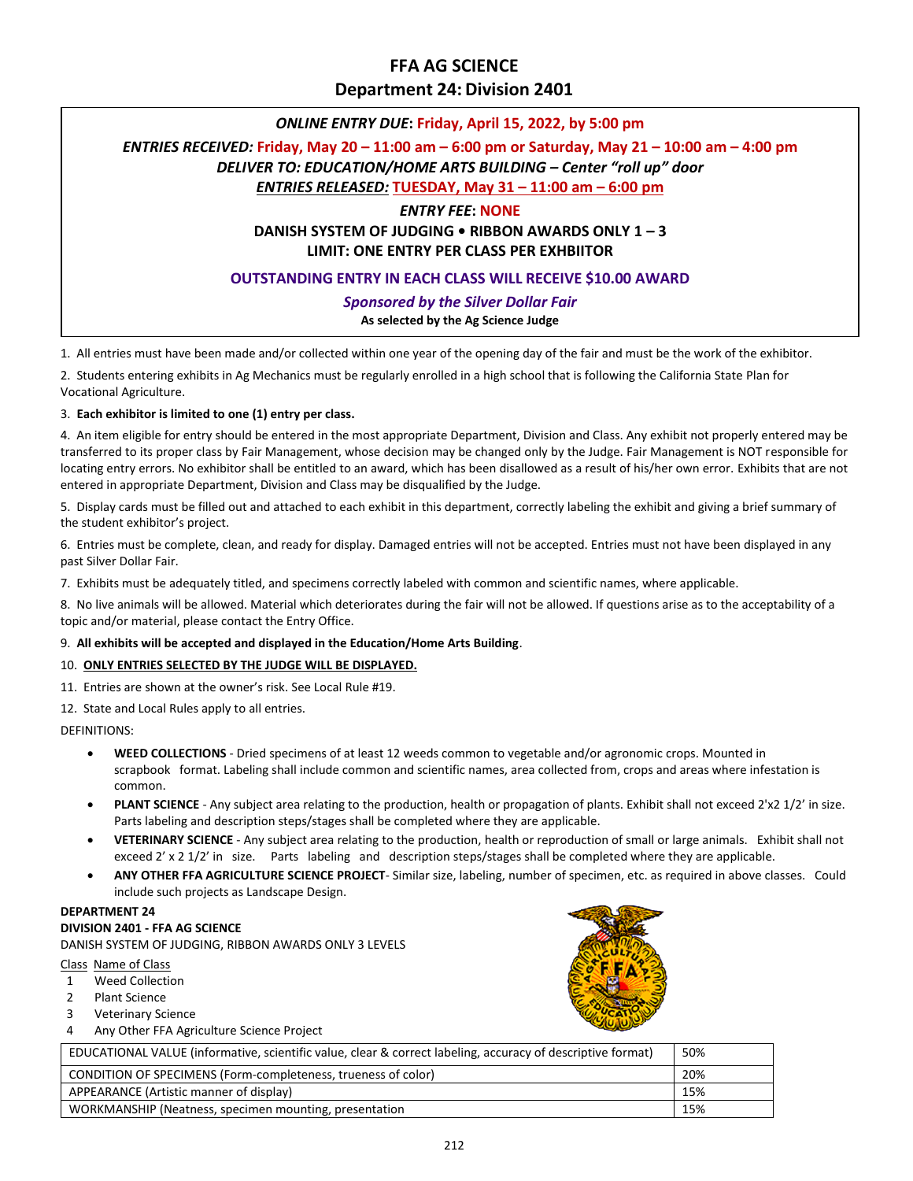# FFA AG SCIENCE

## Department 24: Division 2401

*ONLINE ENTRY DUE*: **Friday, April 15, 2022, by 5:00 pm**

*ENTRIES RECEIVED:* **Friday, May 20 – 11:00 am – 6:00 pm or Saturday, May 21 – 10:00 am – 4:00 pm**

*DELIVER TO: EDUCATION/HOME ARTS BUILDING – Center "roll up" door*

*ENTRIES RELEASED:* **TUESDAY, May 31 – 11:00 am – 6:00 pm**

*ENTRY FEE*: **NONE**

**DANISH SYSTEM OF JUDGING • RIBBON AWARDS ONLY 1 – 3**

**LIMIT: ONE ENTRY PER CLASS PER EXHBIITOR**

**OUTSTANDING ENTRY IN EACH CLASS WILL RECEIVE $10.00 AWARD**

***Sponsored by the Silver Dollar Fair***

**As selected by the Ag Science Judge**

1. All entries must have been made and/or collected within one year of the opening day of the fair and must be the work of the exhibitor.

2. Students entering exhibits in Ag Mechanics must be regularly enrolled in a high school that is following the California State Plan for Vocational Agriculture.

3. **Each exhibitor is limited to one (1) entry per class.**

4. An item eligible for entry should be entered in the most appropriate Department, Division and Class. Any exhibit not properly entered may be transferred to its proper class by Fair Management, whose decision may be changed only by the Judge. Fair Management is NOT responsible for locating entry errors. No exhibitor shall be entitled to an award, which has been disallowed as a result of his/her own error. Exhibits that are not entered in appropriate Department, Division and Class may be disqualified by the Judge.

5. Display cards must be filled out and attached to each exhibit in this department, correctly labeling the exhibit and giving a brief summary of the student exhibitor's project.

6. Entries must be complete, clean, and ready for display. Damaged entries will not be accepted. Entries must not have been displayed in any past Silver Dollar Fair.

7. Exhibits must be adequately titled, and specimens correctly labeled with common and scientific names, where applicable.

8. No live animals will be allowed. Material which deteriorates during the fair will not be allowed. If questions arise as to the acceptability of a topic and/or material, please contact the Entry Office.

9. **All exhibits will be accepted and displayed in the Education/Home Arts Building**.

10. **ONLY ENTRIES SELECTED BY THE JUDGE WILL BE DISPLAYED.**

11. Entries are shown at the owner's risk. See Local Rule #19.

12. State and Local Rules apply to all entries.

DEFINITIONS:

- **WEED COLLECTIONS** - Dried specimens of at least 12 weeds common to vegetable and/or agronomic crops. Mounted in scrapbook format. Labeling shall include common and scientific names, area collected from, crops and areas where infestation is common.
- **PLANT SCIENCE** - Any subject area relating to the production, health or propagation of plants. Exhibit shall not exceed 2'x2 1/2' in size. Parts labeling and description steps/stages shall be completed where they are applicable.
- **VETERINARY SCIENCE** - Any subject area relating to the production, health or reproduction of small or large animals. Exhibit shall not exceed 2' x 2 1/2' in size. Parts labeling and description steps/stages shall be completed where they are applicable.
- **ANY OTHER FFA AGRICULTURE SCIENCE PROJECT**- Similar size, labeling, number of specimen, etc. as required in above classes. Could include such projects as Landscape Design.

**DEPARTMENT 24**

**DIVISION 2401 - FFA AG SCIENCE**

DANISH SYSTEM OF JUDGING, RIBBON AWARDS ONLY 3 LEVELS

| Class | Name of Class |
|---|---|
| 1 | Weed Collection |
| 2 | Plant Science |
| 3 | Veterinary Science |
| 4 | Any Other FFA Agriculture Science Project |

| | |
|---|---|
| EDUCATIONAL VALUE (informative, scientific value, clear & correct labeling, accuracy of descriptive format) | 50% |
| CONDITION OF SPECIMENS (Form-completeness, trueness of color) | 20% |
| APPEARANCE (Artistic manner of display) | 15% |
| WORKMANSHIP (Neatness, specimen mounting, presentation | 15% |